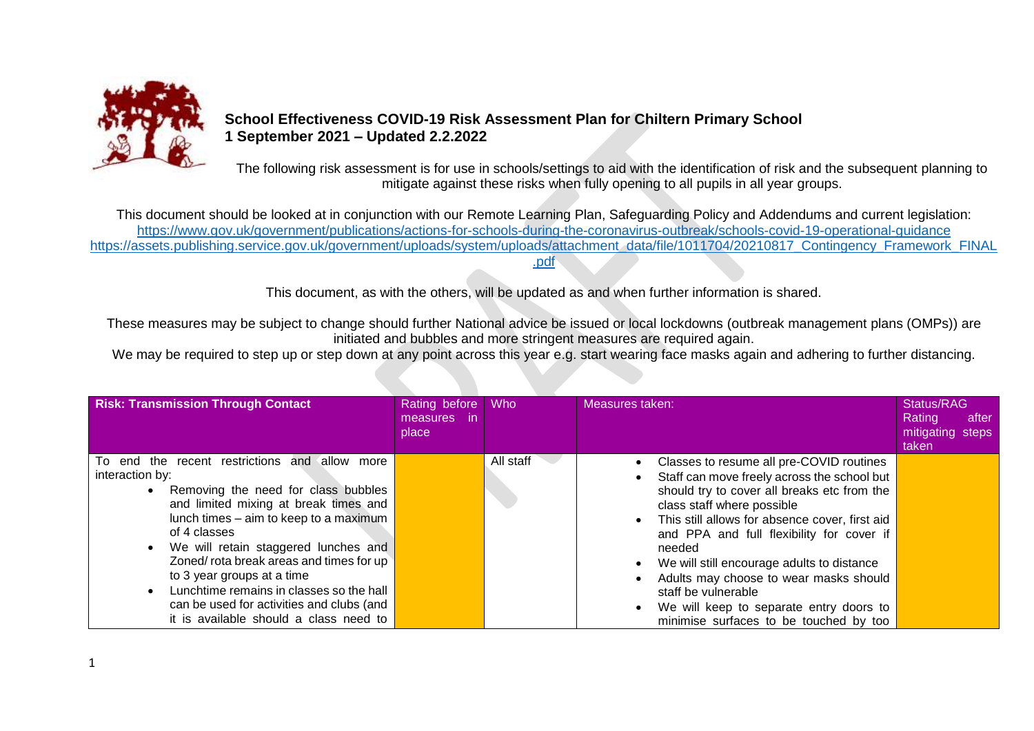**School Effectiveness COVID-19 Risk Assessment Plan for Chiltern Primary School**
**1 September 2021 – Updated 2.2.2022**

The following risk assessment is for use in schools/settings to aid with the identification of risk and the subsequent planning to mitigate against these risks when fully opening to all pupils in all year groups.

This document should be looked at in conjunction with our Remote Learning Plan, Safeguarding Policy and Addendums and current legislation:
https://www.gov.uk/government/publications/actions-for-schools-during-the-coronavirus-outbreak/schools-covid-19-operational-guidance
https://assets.publishing.service.gov.uk/government/uploads/system/uploads/attachment_data/file/1011704/20210817_Contingency_Framework_FINAL.pdf

This document, as with the others, will be updated as and when further information is shared.

These measures may be subject to change should further National advice be issued or local lockdowns (outbreak management plans (OMPs)) are initiated and bubbles and more stringent measures are required again.
We may be required to step up or step down at any point across this year e.g. start wearing face masks again and adhering to further distancing.

| Risk: Transmission Through Contact | Rating before measures in place | Who | Measures taken: | Status/RAG Rating after mitigating steps taken |
|---|---|---|---|---|
| To end the recent restrictions and allow more interaction by:<br>• Removing the need for class bubbles and limited mixing at break times and lunch times – aim to keep to a maximum of 4 classes<br>• We will retain staggered lunches and Zoned/ rota break areas and times for up to 3 year groups at a time<br>• Lunchtime remains in classes so the hall can be used for activities and clubs (and it is available should a class need to | | All staff | • Classes to resume all pre-COVID routines<br>• Staff can move freely across the school but should try to cover all breaks etc from the class staff where possible<br>• This still allows for absence cover, first aid and PPA and full flexibility for cover if needed<br>• We will still encourage adults to distance<br>• Adults may choose to wear masks should staff be vulnerable<br>• We will keep to separate entry doors to minimise surfaces to be touched by too | |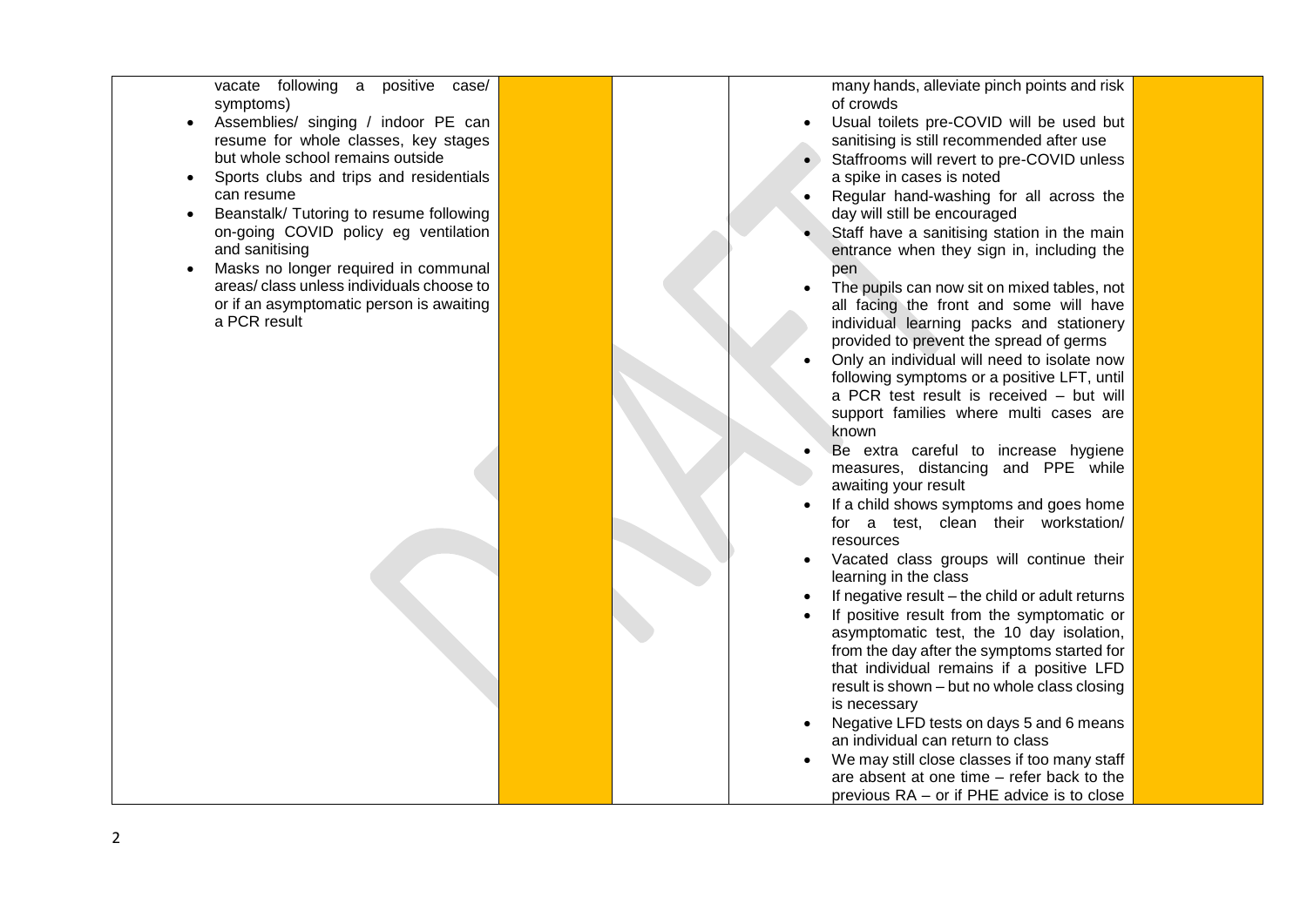| | | | | |
|---|---|---|---|---|
| vacate following a positive case/ symptoms)<br>• Assemblies/ singing / indoor PE can resume for whole classes, key stages but whole school remains outside<br>• Sports clubs and trips and residentials can resume<br>• Beanstalk/ Tutoring to resume following on-going COVID policy eg ventilation and sanitising<br>• Masks no longer required in communal areas/ class unless individuals choose to or if an asymptomatic person is awaiting a PCR result | | | many hands, alleviate pinch points and risk of crowds<br>• Usual toilets pre-COVID will be used but sanitising is still recommended after use<br>• Staffrooms will revert to pre-COVID unless a spike in cases is noted<br>• Regular hand-washing for all across the day will still be encouraged<br>• Staff have a sanitising station in the main entrance when they sign in, including the pen<br>• The pupils can now sit on mixed tables, not all facing the front and some will have individual learning packs and stationery provided to prevent the spread of germs<br>• Only an individual will need to isolate now following symptoms or a positive LFT, until a PCR test result is received – but will support families where multi cases are known<br>• Be extra careful to increase hygiene measures, distancing and PPE while awaiting your result<br>• If a child shows symptoms and goes home for a test, clean their workstation/ resources<br>• Vacated class groups will continue their learning in the class<br>• If negative result – the child or adult returns<br>• If positive result from the symptomatic or asymptomatic test, the 10 day isolation, from the day after the symptoms started for that individual remains if a positive LFD result is shown – but no whole class closing is necessary<br>• Negative LFD tests on days 5 and 6 means an individual can return to class<br>• We may still close classes if too many staff are absent at one time – refer back to the previous RA – or if PHE advice is to close | |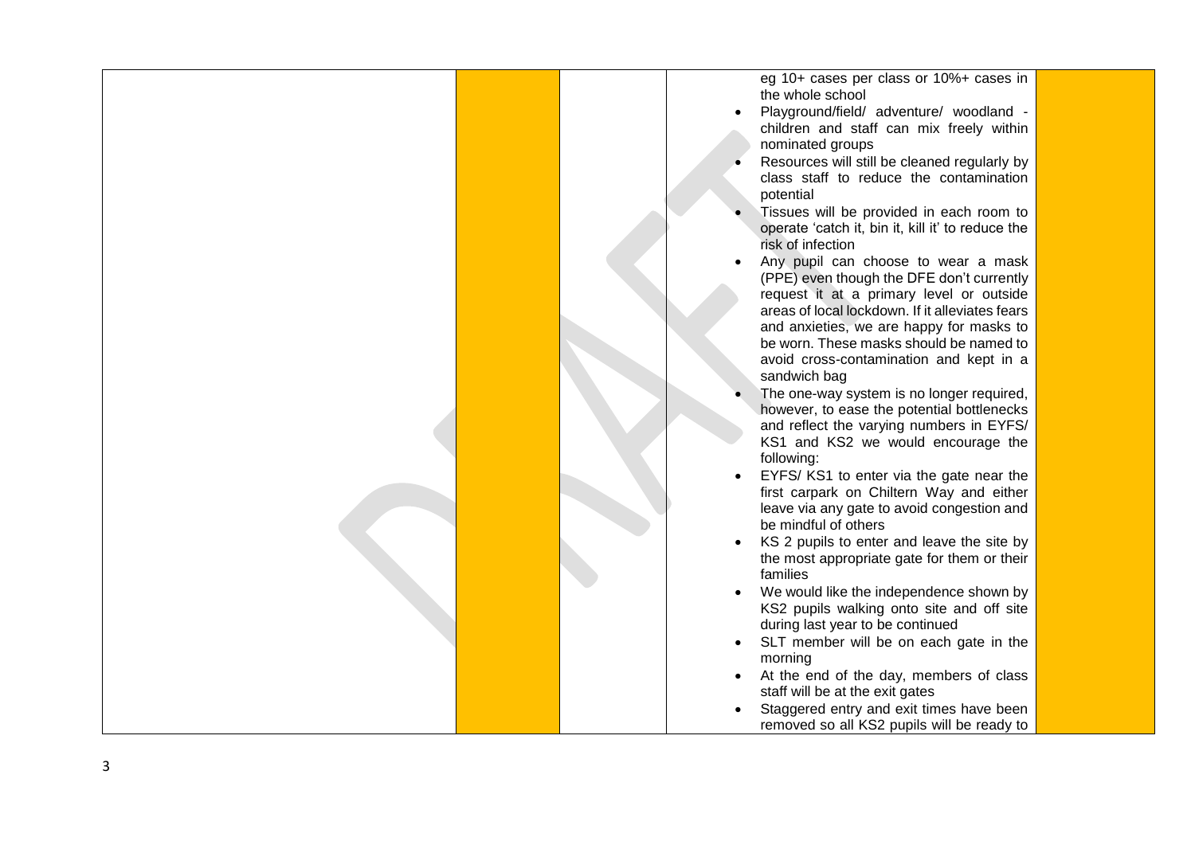| | | | | |
|---|---|---|---|---|
| | | | eg 10+ cases per class or 10%+ cases in the whole school<br>• Playground/field/ adventure/ woodland - children and staff can mix freely within nominated groups<br>• Resources will still be cleaned regularly by class staff to reduce the contamination potential<br>• Tissues will be provided in each room to operate 'catch it, bin it, kill it' to reduce the risk of infection<br>• Any pupil can choose to wear a mask (PPE) even though the DFE don't currently request it at a primary level or outside areas of local lockdown. If it alleviates fears and anxieties, we are happy for masks to be worn. These masks should be named to avoid cross-contamination and kept in a sandwich bag<br>• The one-way system is no longer required, however, to ease the potential bottlenecks and reflect the varying numbers in EYFS/ KS1 and KS2 we would encourage the following:<br>• EYFS/ KS1 to enter via the gate near the first carpark on Chiltern Way and either leave via any gate to avoid congestion and be mindful of others<br>• KS 2 pupils to enter and leave the site by the most appropriate gate for them or their families<br>• We would like the independence shown by KS2 pupils walking onto site and off site during last year to be continued<br>• SLT member will be on each gate in the morning<br>• At the end of the day, members of class staff will be at the exit gates<br>• Staggered entry and exit times have been removed so all KS2 pupils will be ready to | |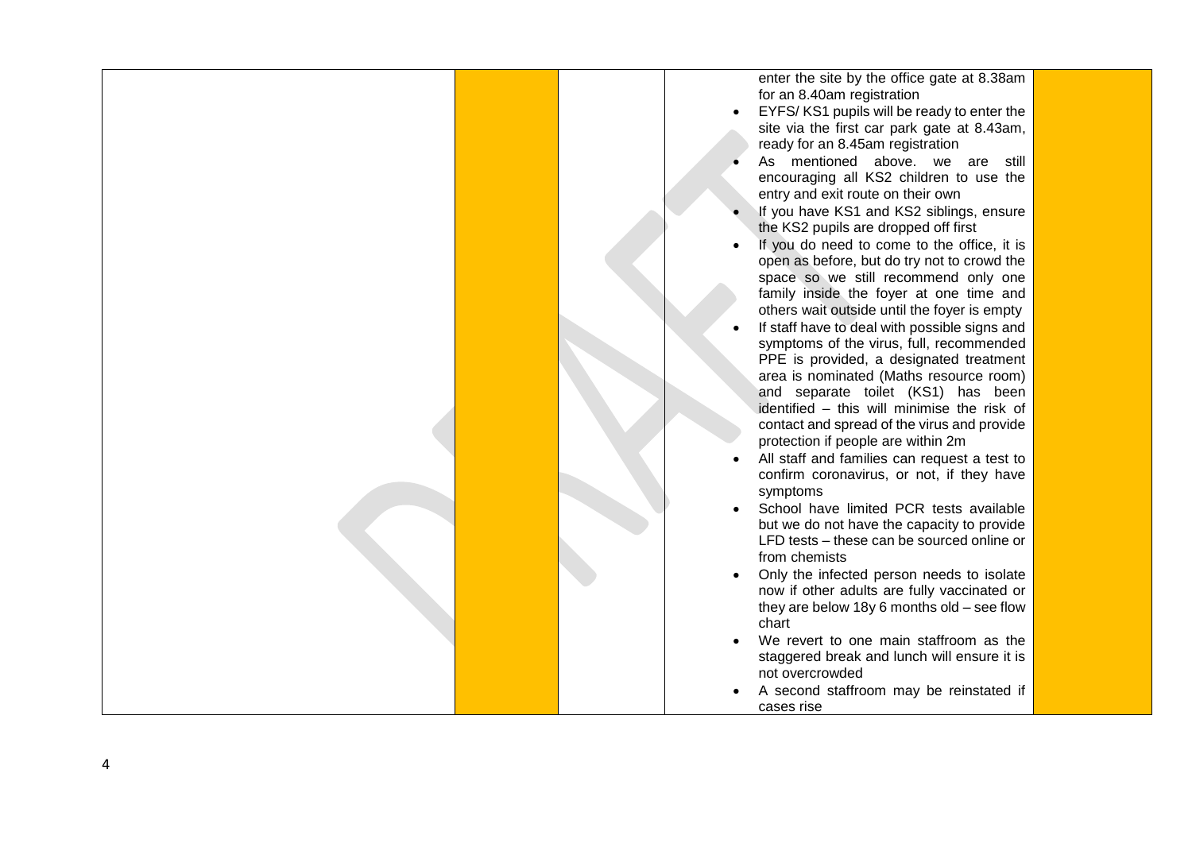| | | | | |
|---|---|---|---|---|
| | | | enter the site by the office gate at 8.38am for an 8.40am registration<br>• EYFS/ KS1 pupils will be ready to enter the site via the first car park gate at 8.43am, ready for an 8.45am registration<br>• As mentioned above. we are still encouraging all KS2 children to use the entry and exit route on their own<br>• If you have KS1 and KS2 siblings, ensure the KS2 pupils are dropped off first<br>• If you do need to come to the office, it is open as before, but do try not to crowd the space so we still recommend only one family inside the foyer at one time and others wait outside until the foyer is empty<br>• If staff have to deal with possible signs and symptoms of the virus, full, recommended PPE is provided, a designated treatment area is nominated (Maths resource room) and separate toilet (KS1) has been identified – this will minimise the risk of contact and spread of the virus and provide protection if people are within 2m<br>• All staff and families can request a test to confirm coronavirus, or not, if they have symptoms<br>• School have limited PCR tests available but we do not have the capacity to provide LFD tests – these can be sourced online or from chemists<br>• Only the infected person needs to isolate now if other adults are fully vaccinated or they are below 18y 6 months old – see flow chart<br>• We revert to one main staffroom as the staggered break and lunch will ensure it is not overcrowded<br>• A second staffroom may be reinstated if cases rise | |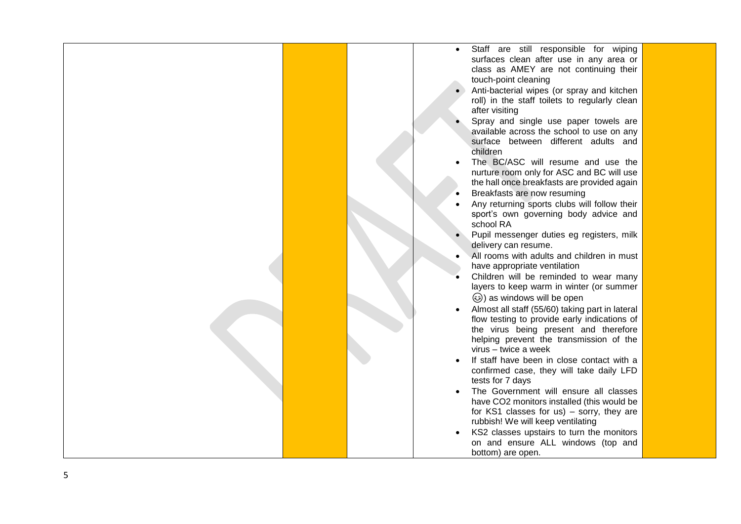| | | | | |
|---|---|---|---|---|
| | | | <ul><li>Staff are still responsible for wiping surfaces clean after use in any area or class as AMEY are not continuing their touch-point cleaning</li><li>Anti-bacterial wipes (or spray and kitchen roll) in the staff toilets to regularly clean after visiting</li><li>Spray and single use paper towels are available across the school to use on any surface between different adults and children</li><li>The BC/ASC will resume and use the nurture room only for ASC and BC will use the hall once breakfasts are provided again</li><li>Breakfasts are now resuming</li><li>Any returning sports clubs will follow their sport's own governing body advice and school RA</li><li>Pupil messenger duties eg registers, milk delivery can resume.</li><li>All rooms with adults and children in must have appropriate ventilation</li><li>Children will be reminded to wear many layers to keep warm in winter (or summer 😉) as windows will be open</li><li>Almost all staff (55/60) taking part in lateral flow testing to provide early indications of the virus being present and therefore helping prevent the transmission of the virus – twice a week</li><li>If staff have been in close contact with a confirmed case, they will take daily LFD tests for 7 days</li><li>The Government will ensure all classes have CO2 monitors installed (this would be for KS1 classes for us) – sorry, they are rubbish! We will keep ventilating</li><li>KS2 classes upstairs to turn the monitors on and ensure ALL windows (top and bottom) are open.</li></ul> | |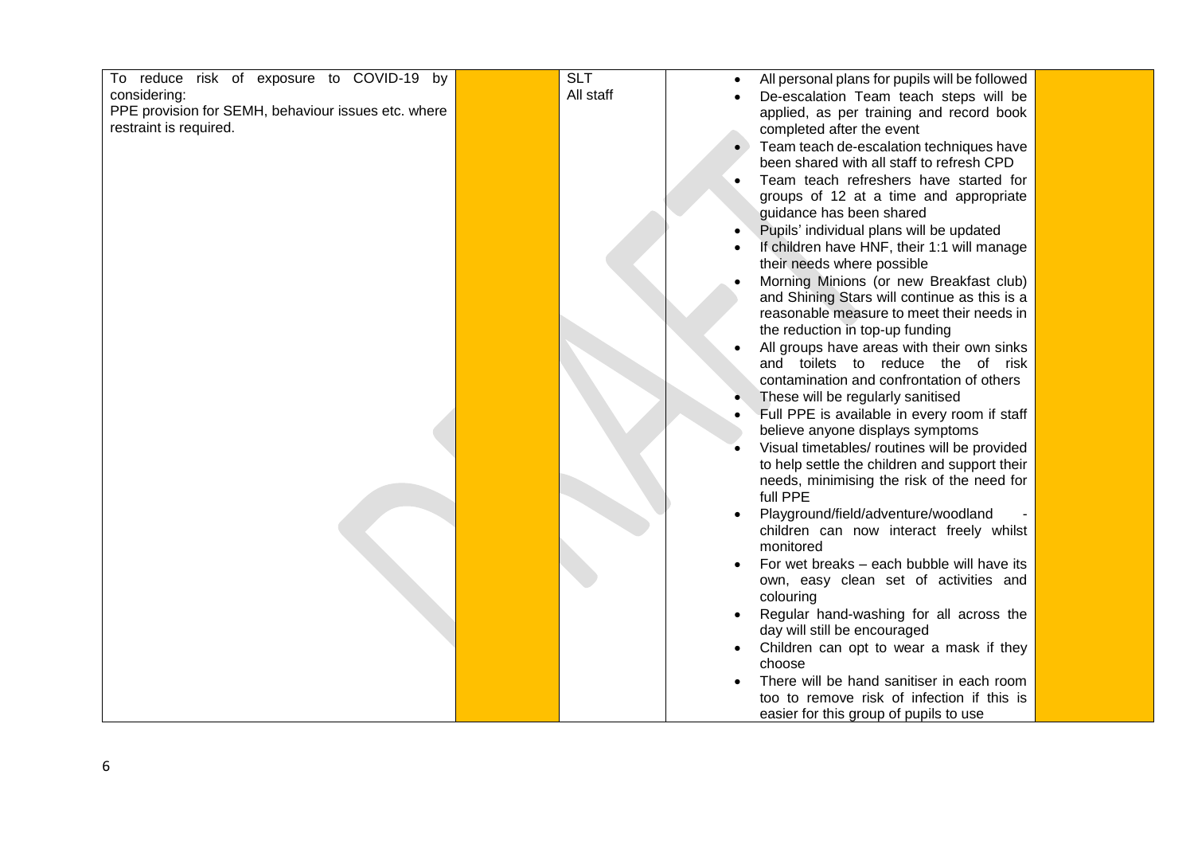| | | | | |
|---|---|---|---|---|
| To reduce risk of exposure to COVID-19 by considering:<br>PPE provision for SEMH, behaviour issues etc. where restraint is required. | | SLT<br>All staff | • All personal plans for pupils will be followed<br>• De-escalation Team teach steps will be applied, as per training and record book completed after the event<br>• Team teach de-escalation techniques have been shared with all staff to refresh CPD<br>• Team teach refreshers have started for groups of 12 at a time and appropriate guidance has been shared<br>• Pupils' individual plans will be updated<br>• If children have HNF, their 1:1 will manage their needs where possible<br>• Morning Minions (or new Breakfast club) and Shining Stars will continue as this is a reasonable measure to meet their needs in the reduction in top-up funding<br>• All groups have areas with their own sinks and toilets to reduce the of risk contamination and confrontation of others<br>• These will be regularly sanitised<br>• Full PPE is available in every room if staff believe anyone displays symptoms<br>• Visual timetables/ routines will be provided to help settle the children and support their needs, minimising the risk of the need for full PPE<br>• Playground/field/adventure/woodland - children can now interact freely whilst monitored<br>• For wet breaks – each bubble will have its own, easy clean set of activities and colouring<br>• Regular hand-washing for all across the day will still be encouraged<br>• Children can opt to wear a mask if they choose<br>• There will be hand sanitiser in each room too to remove risk of infection if this is easier for this group of pupils to use | |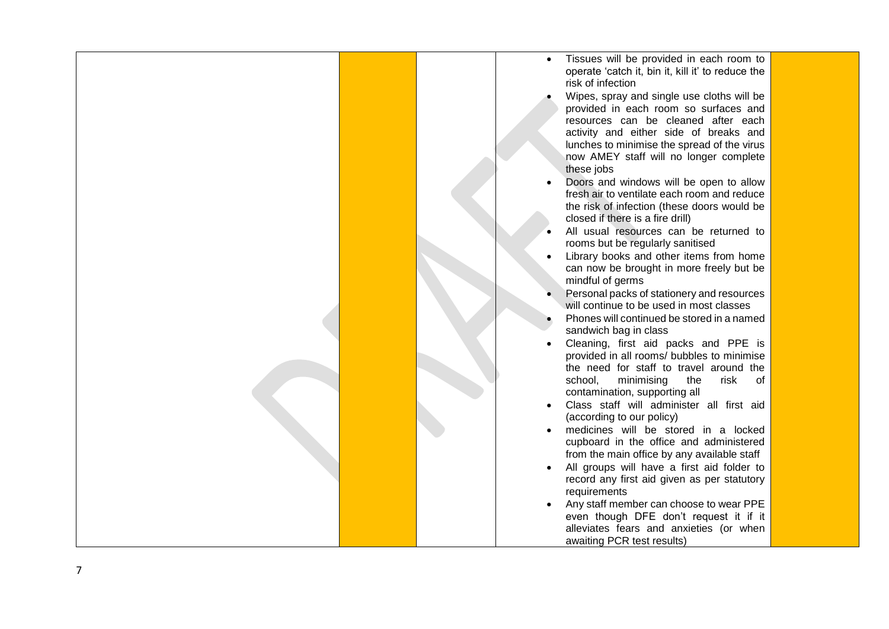|  |  |  |  |  |
|---|---|---|---|---|
|  |  |  | • Tissues will be provided in each room to operate 'catch it, bin it, kill it' to reduce the risk of infection<br>• Wipes, spray and single use cloths will be provided in each room so surfaces and resources can be cleaned after each activity and either side of breaks and lunches to minimise the spread of the virus now AMEY staff will no longer complete these jobs<br>• Doors and windows will be open to allow fresh air to ventilate each room and reduce the risk of infection (these doors would be closed if there is a fire drill)<br>• All usual resources can be returned to rooms but be regularly sanitised<br>• Library books and other items from home can now be brought in more freely but be mindful of germs<br>• Personal packs of stationery and resources will continue to be used in most classes<br>• Phones will continued be stored in a named sandwich bag in class<br>• Cleaning, first aid packs and PPE is provided in all rooms/ bubbles to minimise the need for staff to travel around the school, minimising the risk of contamination, supporting all<br>• Class staff will administer all first aid (according to our policy)<br>• medicines will be stored in a locked cupboard in the office and administered from the main office by any available staff<br>• All groups will have a first aid folder to record any first aid given as per statutory requirements<br>• Any staff member can choose to wear PPE even though DFE don't request it if it alleviates fears and anxieties (or when awaiting PCR test results) |  |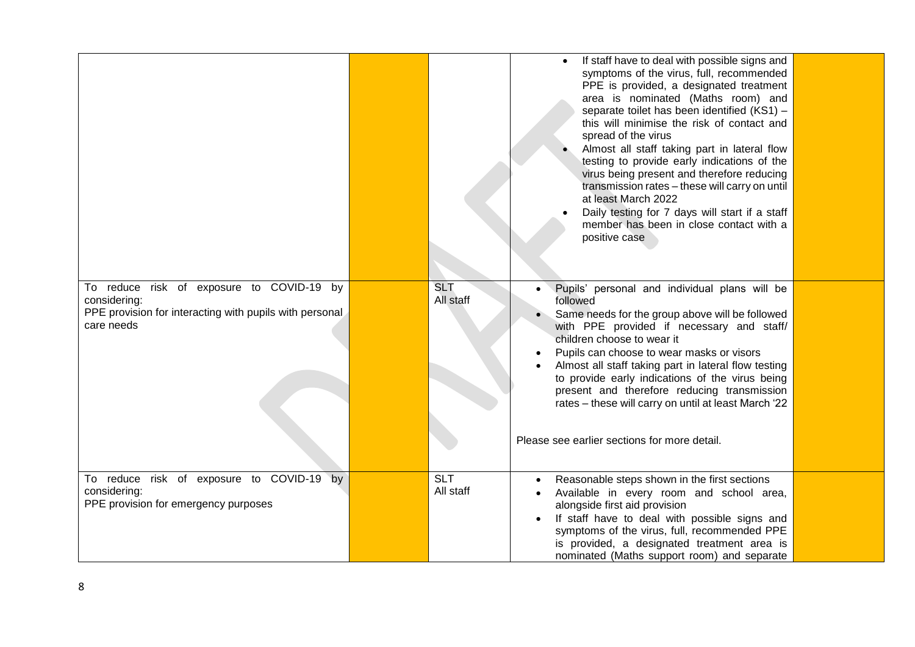| | | | | |
|---|---|---|---|---|
| | | | <ul><li>If staff have to deal with possible signs and symptoms of the virus, full, recommended PPE is provided, a designated treatment area is nominated (Maths room) and separate toilet has been identified (KS1) – this will minimise the risk of contact and spread of the virus</li><li>Almost all staff taking part in lateral flow testing to provide early indications of the virus being present and therefore reducing transmission rates – these will carry on until at least March 2022</li><li>Daily testing for 7 days will start if a staff member has been in close contact with a positive case</li></ul> | |
| To reduce risk of exposure to COVID-19 by considering:<br>PPE provision for interacting with pupils with personal care needs | | SLT<br>All staff | <ul><li>Pupils' personal and individual plans will be followed</li><li>Same needs for the group above will be followed with PPE provided if necessary and staff/ children choose to wear it</li><li>Pupils can choose to wear masks or visors</li><li>Almost all staff taking part in lateral flow testing to provide early indications of the virus being present and therefore reducing transmission rates – these will carry on until at least March '22</li></ul>Please see earlier sections for more detail. | |
| To reduce risk of exposure to COVID-19 by considering:<br>PPE provision for emergency purposes | | SLT<br>All staff | <ul><li>Reasonable steps shown in the first sections</li><li>Available in every room and school area, alongside first aid provision</li><li>If staff have to deal with possible signs and symptoms of the virus, full, recommended PPE is provided, a designated treatment area is nominated (Maths support room) and separate</li></ul> | |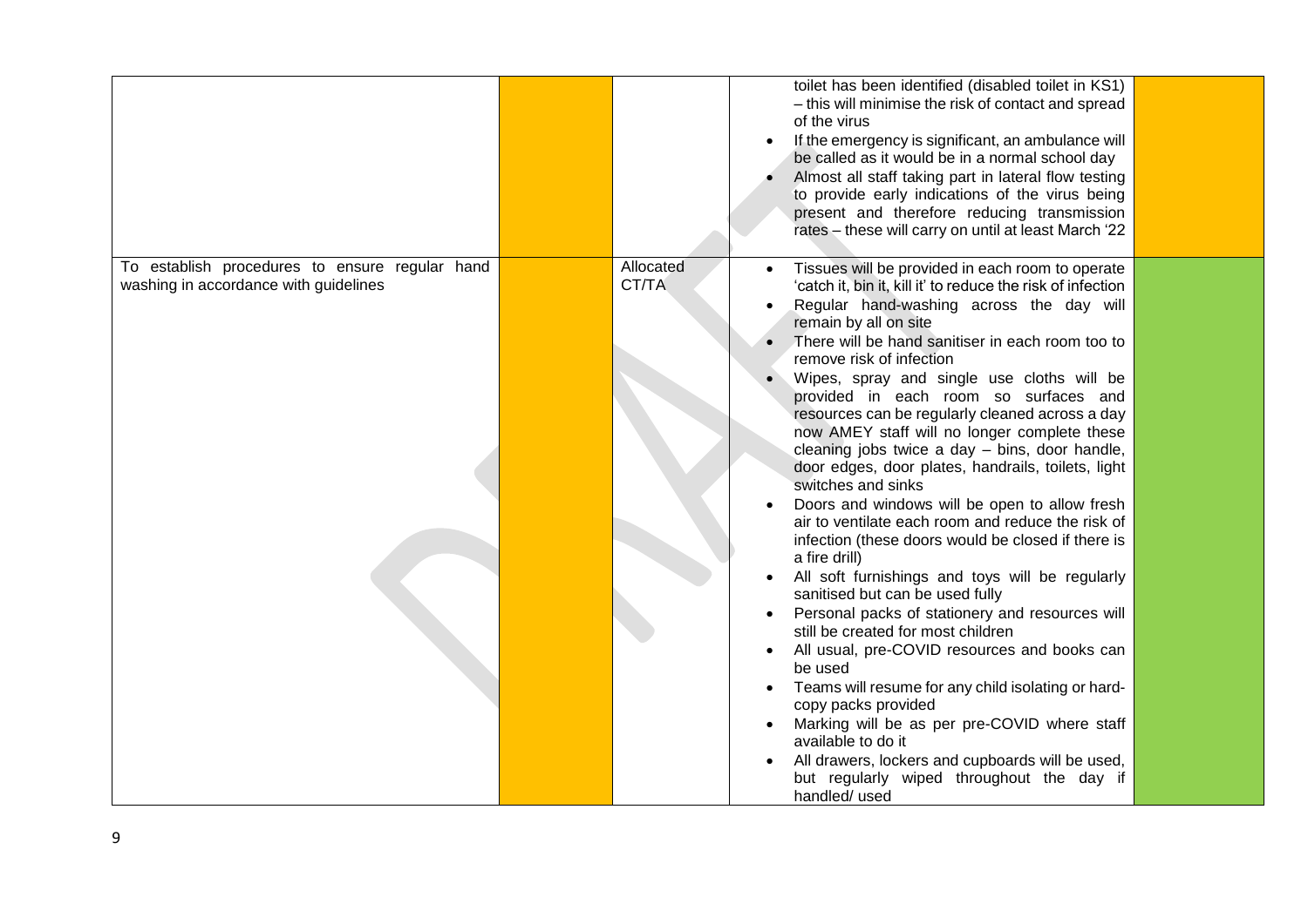| | | | | |
|---|---|---|---|---|
| | | | <ul><li>toilet has been identified (disabled toilet in KS1) – this will minimise the risk of contact and spread of the virus</li><li>If the emergency is significant, an ambulance will be called as it would be in a normal school day</li><li>Almost all staff taking part in lateral flow testing to provide early indications of the virus being present and therefore reducing transmission rates – these will carry on until at least March '22</li></ul> | |
| To establish procedures to ensure regular hand washing in accordance with guidelines | | Allocated CT/TA | <ul><li>Tissues will be provided in each room to operate 'catch it, bin it, kill it' to reduce the risk of infection</li><li>Regular hand-washing across the day will remain by all on site</li><li>There will be hand sanitiser in each room too to remove risk of infection</li><li>Wipes, spray and single use cloths will be provided in each room so surfaces and resources can be regularly cleaned across a day now AMEY staff will no longer complete these cleaning jobs twice a day – bins, door handle, door edges, door plates, handrails, toilets, light switches and sinks</li><li>Doors and windows will be open to allow fresh air to ventilate each room and reduce the risk of infection (these doors would be closed if there is a fire drill)</li><li>All soft furnishings and toys will be regularly sanitised but can be used fully</li><li>Personal packs of stationery and resources will still be created for most children</li><li>All usual, pre-COVID resources and books can be used</li><li>Teams will resume for any child isolating or hard-copy packs provided</li><li>Marking will be as per pre-COVID where staff available to do it</li><li>All drawers, lockers and cupboards will be used, but regularly wiped throughout the day if handled/ used</li></ul> | |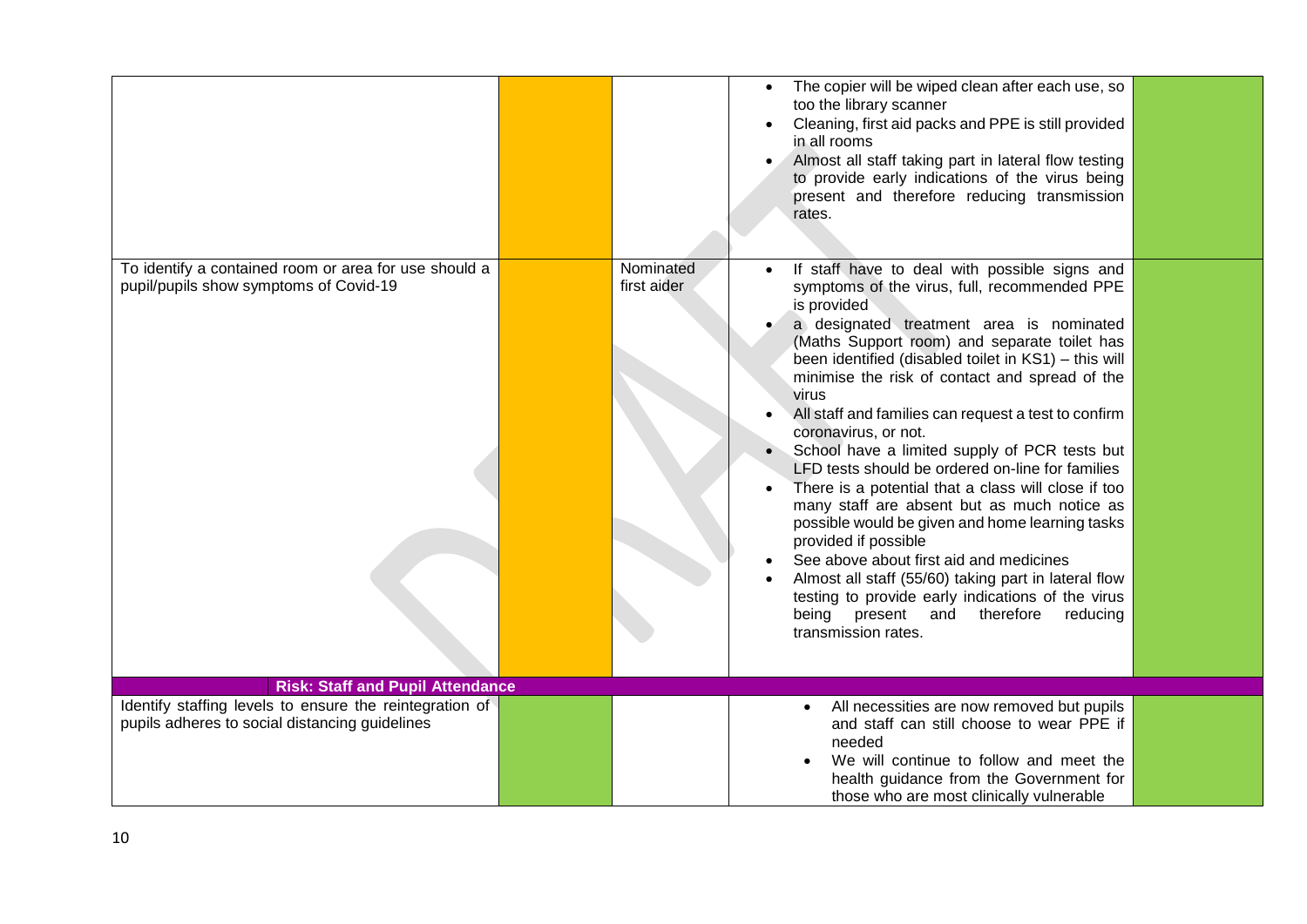| | | | | |
|---|---|---|---|---|
| | | | • The copier will be wiped clean after each use, so too the library scanner<br>• Cleaning, first aid packs and PPE is still provided in all rooms<br>• Almost all staff taking part in lateral flow testing to provide early indications of the virus being present and therefore reducing transmission rates. | |
| To identify a contained room or area for use should a pupil/pupils show symptoms of Covid-19 | | Nominated first aider | • If staff have to deal with possible signs and symptoms of the virus, full, recommended PPE is provided<br>• a designated treatment area is nominated (Maths Support room) and separate toilet has been identified (disabled toilet in KS1) – this will minimise the risk of contact and spread of the virus<br>• All staff and families can request a test to confirm coronavirus, or not.<br>• School have a limited supply of PCR tests but LFD tests should be ordered on-line for families<br>• There is a potential that a class will close if too many staff are absent but as much notice as possible would be given and home learning tasks provided if possible<br>• See above about first aid and medicines<br>• Almost all staff (55/60) taking part in lateral flow testing to provide early indications of the virus being present and therefore reducing transmission rates. | |
| **Risk: Staff and Pupil Attendance** | | | | |
| Identify staffing levels to ensure the reintegration of pupils adheres to social distancing guidelines | | | • All necessities are now removed but pupils and staff can still choose to wear PPE if needed<br>• We will continue to follow and meet the health guidance from the Government for those who are most clinically vulnerable | |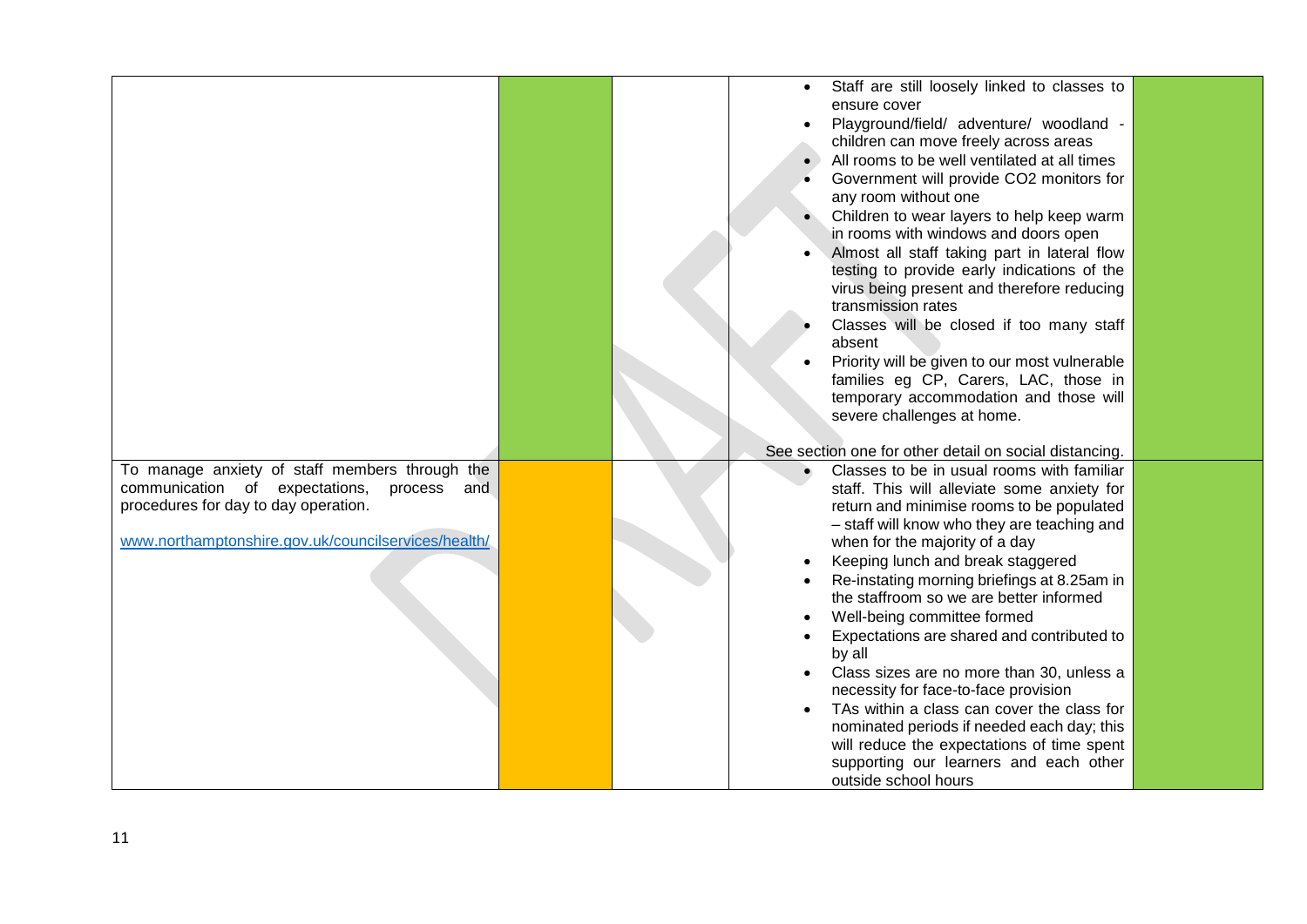| | | | | |
|---|---|---|---|---|
| | | | <ul><li>Staff are still loosely linked to classes to ensure cover</li><li>Playground/field/ adventure/ woodland - children can move freely across areas</li><li>All rooms to be well ventilated at all times</li><li>Government will provide CO2 monitors for any room without one</li><li>Children to wear layers to help keep warm in rooms with windows and doors open</li><li>Almost all staff taking part in lateral flow testing to provide early indications of the virus being present and therefore reducing transmission rates</li><li>Classes will be closed if too many staff absent</li><li>Priority will be given to our most vulnerable families eg CP, Carers, LAC, those in temporary accommodation and those will severe challenges at home.</li></ul>See section one for other detail on social distancing. | |
| To manage anxiety of staff members through the communication of expectations, process and procedures for day to day operation.<br><br>[www.northamptonshire.gov.uk/councilservices/health/](www.northamptonshire.gov.uk/councilservices/health/) | | | <ul><li>Classes to be in usual rooms with familiar staff. This will alleviate some anxiety for return and minimise rooms to be populated – staff will know who they are teaching and when for the majority of a day</li><li>Keeping lunch and break staggered</li><li>Re-instating morning briefings at 8.25am in the staffroom so we are better informed</li><li>Well-being committee formed</li><li>Expectations are shared and contributed to by all</li><li>Class sizes are no more than 30, unless a necessity for face-to-face provision</li><li>TAs within a class can cover the class for nominated periods if needed each day; this will reduce the expectations of time spent supporting our learners and each other outside school hours</li></ul> | |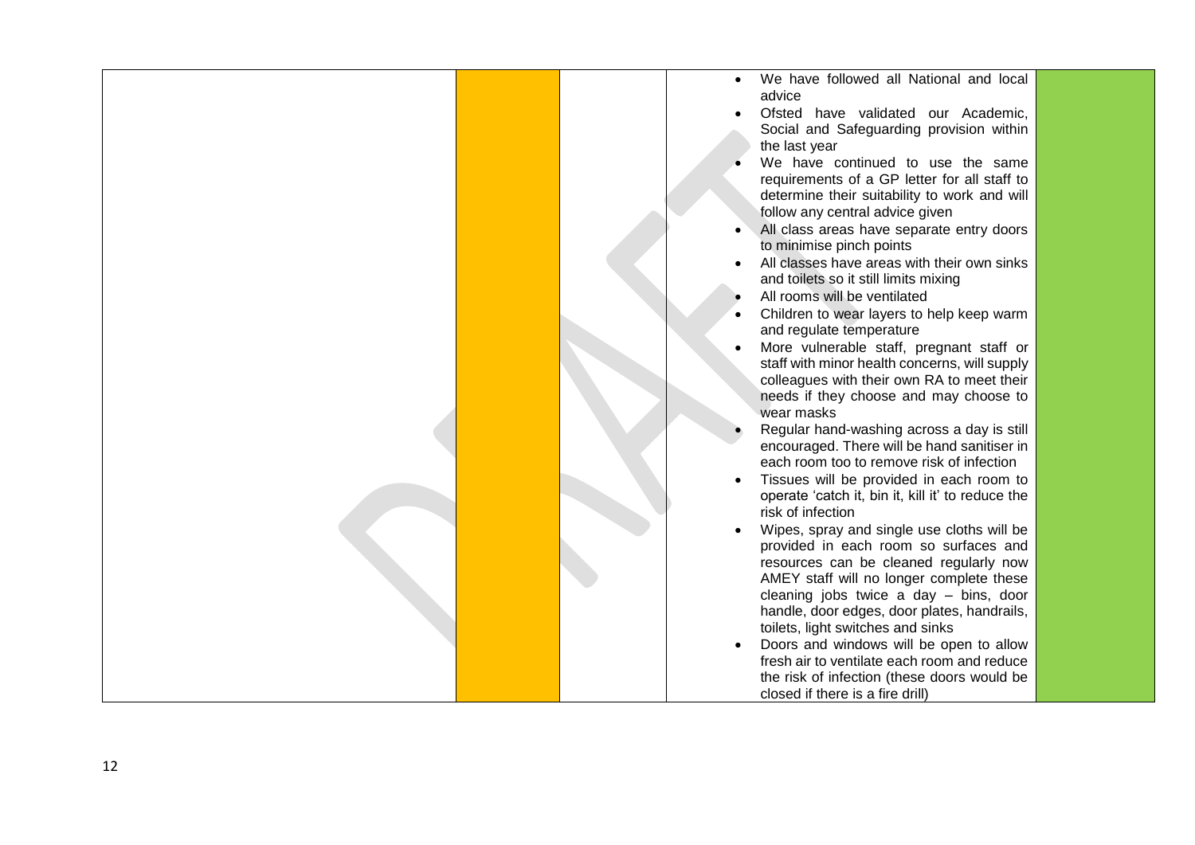|  |  |  |  |  |
|---|---|---|---|---|
|  |  |  | <ul><li>We have followed all National and local advice</li><li>Ofsted have validated our Academic, Social and Safeguarding provision within the last year</li><li>We have continued to use the same requirements of a GP letter for all staff to determine their suitability to work and will follow any central advice given</li><li>All class areas have separate entry doors to minimise pinch points</li><li>All classes have areas with their own sinks and toilets so it still limits mixing</li><li>All rooms will be ventilated</li><li>Children to wear layers to help keep warm and regulate temperature</li><li>More vulnerable staff, pregnant staff or staff with minor health concerns, will supply colleagues with their own RA to meet their needs if they choose and may choose to wear masks</li><li>Regular hand-washing across a day is still encouraged. There will be hand sanitiser in each room too to remove risk of infection</li><li>Tissues will be provided in each room to operate 'catch it, bin it, kill it' to reduce the risk of infection</li><li>Wipes, spray and single use cloths will be provided in each room so surfaces and resources can be cleaned regularly now AMEY staff will no longer complete these cleaning jobs twice a day – bins, door handle, door edges, door plates, handrails, toilets, light switches and sinks</li><li>Doors and windows will be open to allow fresh air to ventilate each room and reduce the risk of infection (these doors would be closed if there is a fire drill)</li></ul> |  |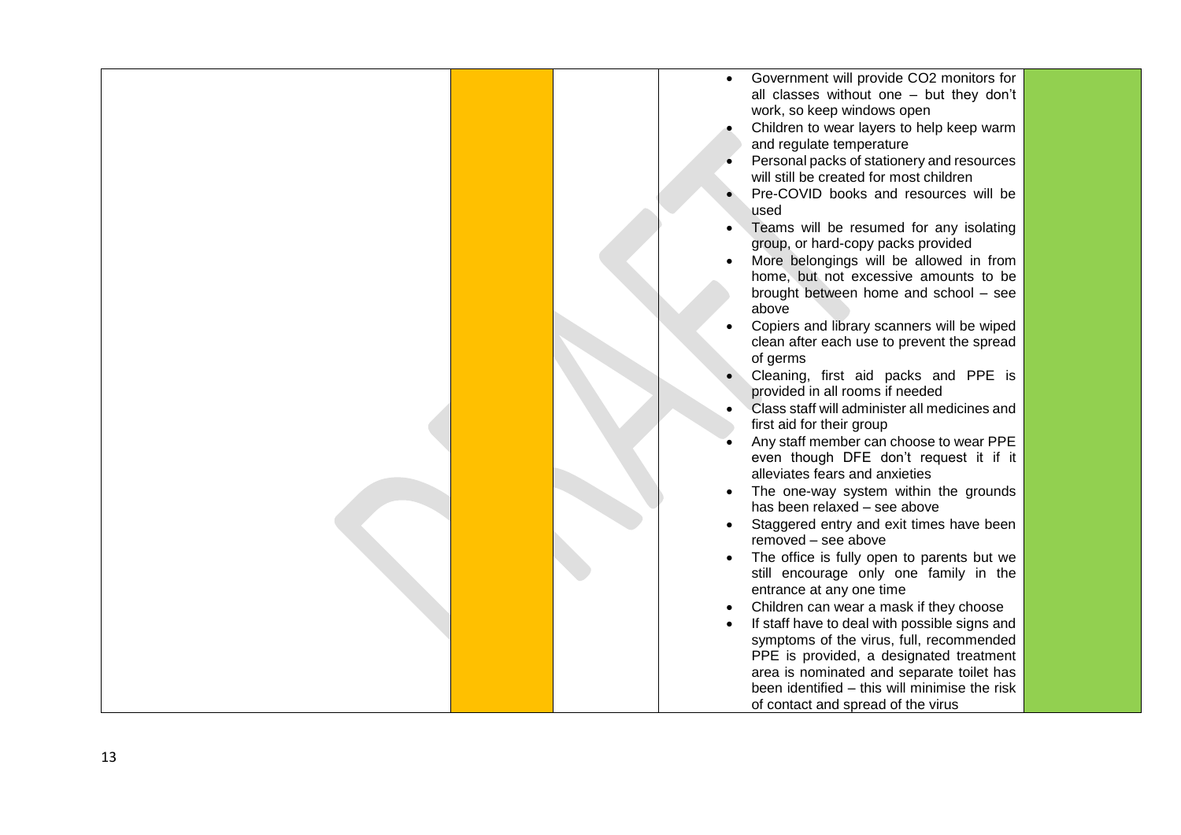|  |  |  |  |  |
|---|---|---|---|---|
|  |  |  | • Government will provide $CO_2$ monitors for all classes without one – but they don't work, so keep windows open<br>• Children to wear layers to help keep warm and regulate temperature<br>• Personal packs of stationery and resources will still be created for most children<br>• Pre-COVID books and resources will be used<br>• Teams will be resumed for any isolating group, or hard-copy packs provided<br>• More belongings will be allowed in from home, but not excessive amounts to be brought between home and school – see above<br>• Copiers and library scanners will be wiped clean after each use to prevent the spread of germs<br>• Cleaning, first aid packs and PPE is provided in all rooms if needed<br>• Class staff will administer all medicines and first aid for their group<br>• Any staff member can choose to wear PPE even though DFE don't request it if it alleviates fears and anxieties<br>• The one-way system within the grounds has been relaxed – see above<br>• Staggered entry and exit times have been removed – see above<br>• The office is fully open to parents but we still encourage only one family in the entrance at any one time<br>• Children can wear a mask if they choose<br>• If staff have to deal with possible signs and symptoms of the virus, full, recommended PPE is provided, a designated treatment area is nominated and separate toilet has been identified – this will minimise the risk of contact and spread of the virus |  |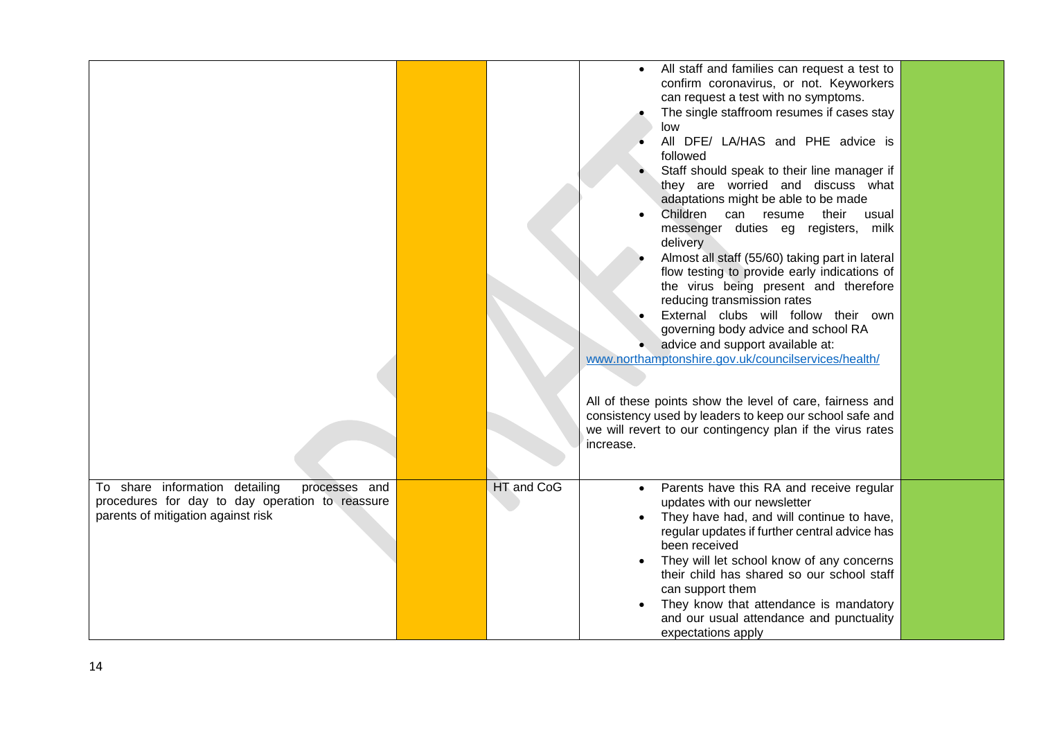| | | | | |
|---|---|---|---|---|
| | | | • All staff and families can request a test to confirm coronavirus, or not. Keyworkers can request a test with no symptoms.<br>• The single staffroom resumes if cases stay low<br>• All DFE/ LA/HAS and PHE advice is followed<br>• Staff should speak to their line manager if they are worried and discuss what adaptations might be able to be made<br>• Children can resume their usual messenger duties eg registers, milk delivery<br>• Almost all staff (55/60) taking part in lateral flow testing to provide early indications of the virus being present and therefore reducing transmission rates<br>• External clubs will follow their own governing body advice and school RA<br>• advice and support available at:<br>www.northamptonshire.gov.uk/councilservices/health/<br><br>All of these points show the level of care, fairness and consistency used by leaders to keep our school safe and we will revert to our contingency plan if the virus rates increase. | |
| To share information detailing processes and procedures for day to day operation to reassure parents of mitigation against risk | | HT and CoG | • Parents have this RA and receive regular updates with our newsletter<br>• They have had, and will continue to have, regular updates if further central advice has been received<br>• They will let school know of any concerns their child has shared so our school staff can support them<br>• They know that attendance is mandatory and our usual attendance and punctuality expectations apply | |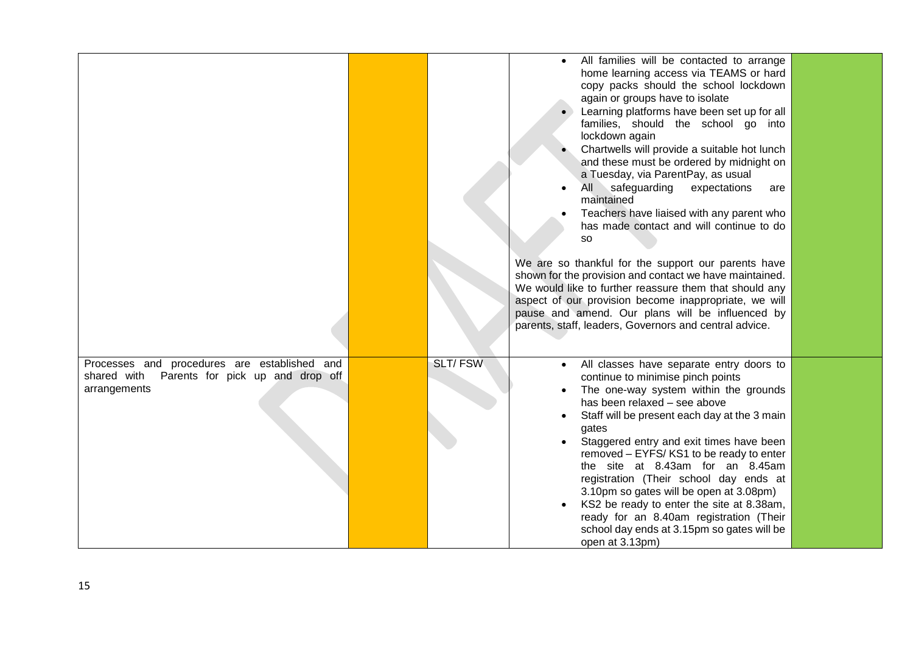| | | | | |
|---|---|---|---|---|
| | | | • All families will be contacted to arrange home learning access via TEAMS or hard copy packs should the school lockdown again or groups have to isolate<br>• Learning platforms have been set up for all families, should the school go into lockdown again<br>• Chartwells will provide a suitable hot lunch and these must be ordered by midnight on a Tuesday, via ParentPay, as usual<br>• All safeguarding expectations are maintained<br>• Teachers have liaised with any parent who has made contact and will continue to do so<br><br>We are so thankful for the support our parents have shown for the provision and contact we have maintained. We would like to further reassure them that should any aspect of our provision become inappropriate, we will pause and amend. Our plans will be influenced by parents, staff, leaders, Governors and central advice. | |
| Processes and procedures are established and shared with Parents for pick up and drop off arrangements | | SLT/ FSW | • All classes have separate entry doors to continue to minimise pinch points<br>• The one-way system within the grounds has been relaxed – see above<br>• Staff will be present each day at the 3 main gates<br>• Staggered entry and exit times have been removed – EYFS/ KS1 to be ready to enter the site at 8.43am for an 8.45am registration (Their school day ends at 3.10pm so gates will be open at 3.08pm)<br>• KS2 be ready to enter the site at 8.38am, ready for an 8.40am registration (Their school day ends at 3.15pm so gates will be open at 3.13pm) | |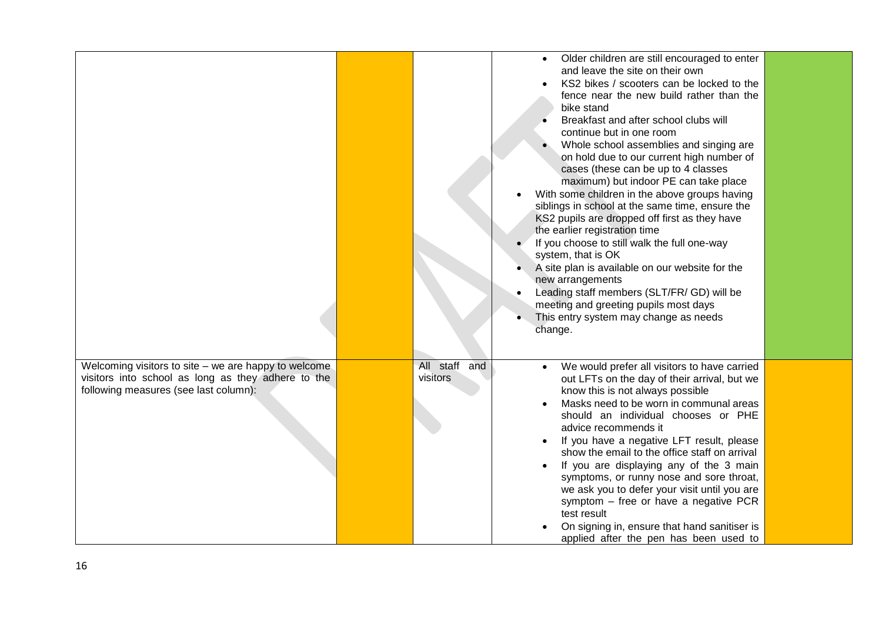| | | | | |
|---|---|---|---|---|
| | | | <ul><li>Older children are still encouraged to enter and leave the site on their own</li><li>KS2 bikes / scooters can be locked to the fence near the new build rather than the bike stand</li><li>Breakfast and after school clubs will continue but in one room</li><li>Whole school assemblies and singing are on hold due to our current high number of cases (these can be up to 4 classes maximum) but indoor PE can take place</li></ul><ul><li>With some children in the above groups having siblings in school at the same time, ensure the KS2 pupils are dropped off first as they have the earlier registration time</li><li>If you choose to still walk the full one-way system, that is OK</li><li>A site plan is available on our website for the new arrangements</li><li>Leading staff members (SLT/FR/ GD) will be meeting and greeting pupils most days</li><li>This entry system may change as needs change.</li></ul> | |
| Welcoming visitors to site – we are happy to welcome visitors into school as long as they adhere to the following measures (see last column): | | All staff and visitors | <ul><li>We would prefer all visitors to have carried out LFTs on the day of their arrival, but we know this is not always possible</li><li>Masks need to be worn in communal areas should an individual chooses or PHE advice recommends it</li><li>If you have a negative LFT result, please show the email to the office staff on arrival</li><li>If you are displaying any of the 3 main symptoms, or runny nose and sore throat, we ask you to defer your visit until you are symptom – free or have a negative PCR test result</li><li>On signing in, ensure that hand sanitiser is applied after the pen has been used to</li></ul> | |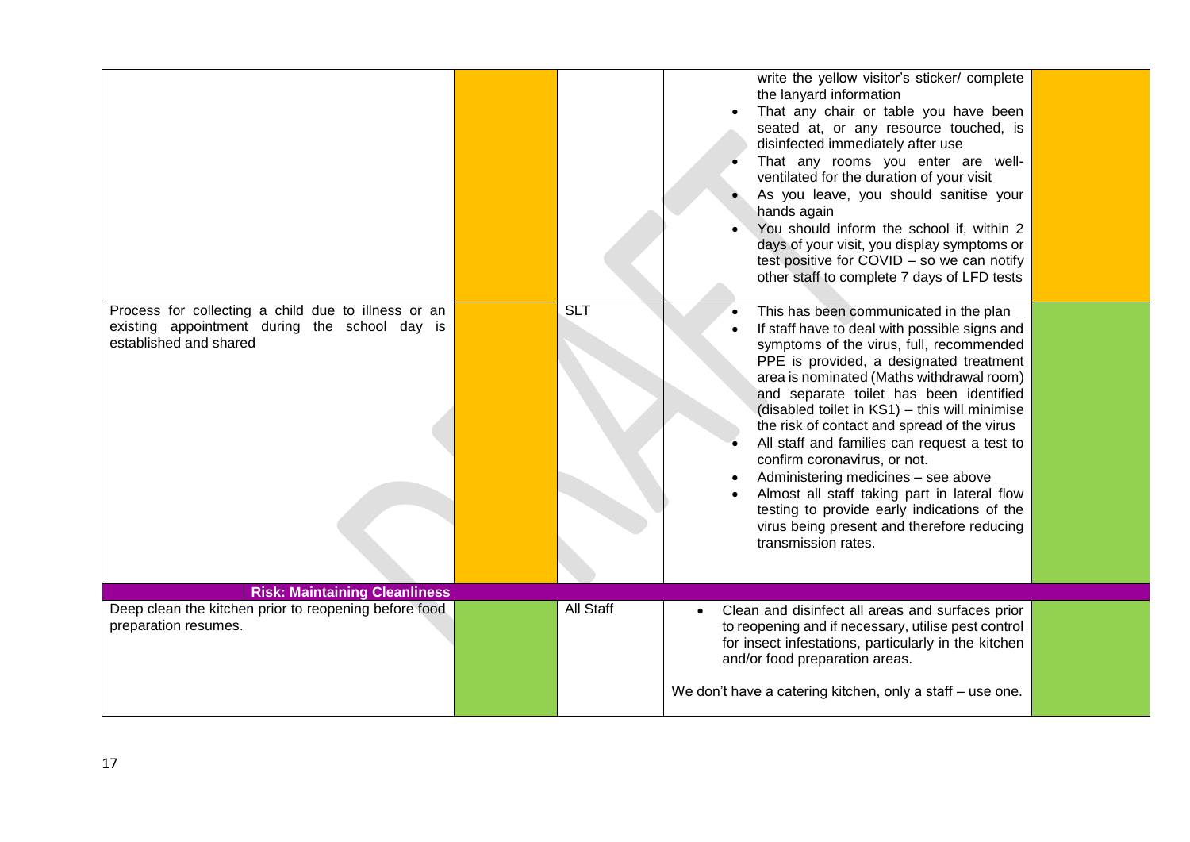| | | | | |
|---|---|---|---|---|
| | | | write the yellow visitor's sticker/ complete the lanyard information<br>• That any chair or table you have been seated at, or any resource touched, is disinfected immediately after use<br>• That any rooms you enter are well-ventilated for the duration of your visit<br>• As you leave, you should sanitise your hands again<br>• You should inform the school if, within 2 days of your visit, you display symptoms or test positive for COVID – so we can notify other staff to complete 7 days of LFD tests | |
| Process for collecting a child due to illness or an existing appointment during the school day is established and shared | | SLT | • This has been communicated in the plan<br>• If staff have to deal with possible signs and symptoms of the virus, full, recommended PPE is provided, a designated treatment area is nominated (Maths withdrawal room) and separate toilet has been identified (disabled toilet in KS1) – this will minimise the risk of contact and spread of the virus<br>• All staff and families can request a test to confirm coronavirus, or not.<br>• Administering medicines – see above<br>• Almost all staff taking part in lateral flow testing to provide early indications of the virus being present and therefore reducing transmission rates. | |
| **Risk: Maintaining Cleanliness** | | | | |
| Deep clean the kitchen prior to reopening before food preparation resumes. | | All Staff | • Clean and disinfect all areas and surfaces prior to reopening and if necessary, utilise pest control for insect infestations, particularly in the kitchen and/or food preparation areas.<br><br>We don't have a catering kitchen, only a staff – use one. | |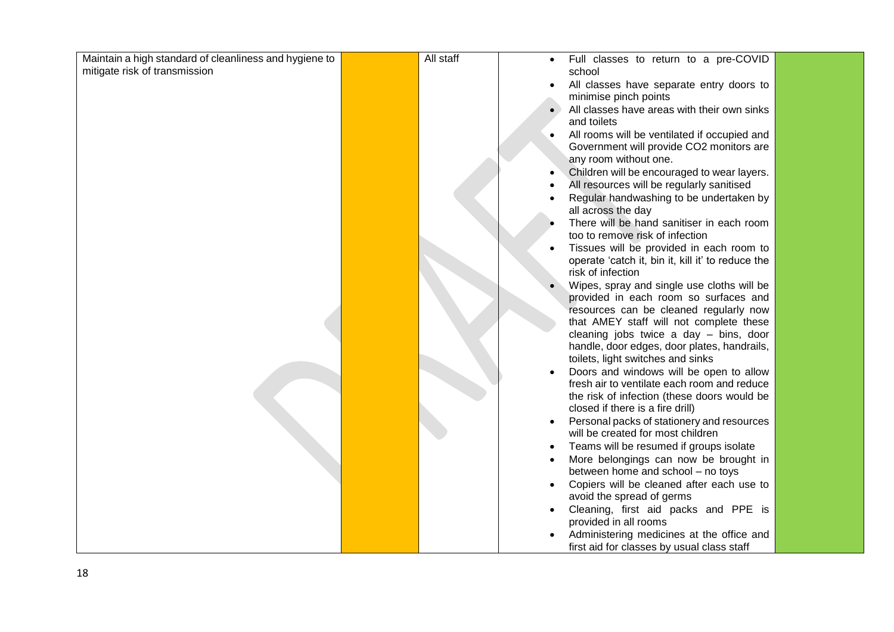| | | | | |
|---|---|---|---|---|
| Maintain a high standard of cleanliness and hygiene to mitigate risk of transmission | | All staff | • Full classes to return to a pre-COVID school<br>• All classes have separate entry doors to minimise pinch points<br>• All classes have areas with their own sinks and toilets<br>• All rooms will be ventilated if occupied and Government will provide CO2 monitors are any room without one.<br>• Children will be encouraged to wear layers.<br>• All resources will be regularly sanitised<br>• Regular handwashing to be undertaken by all across the day<br>• There will be hand sanitiser in each room too to remove risk of infection<br>• Tissues will be provided in each room to operate 'catch it, bin it, kill it' to reduce the risk of infection<br>• Wipes, spray and single use cloths will be provided in each room so surfaces and resources can be cleaned regularly now that AMEY staff will not complete these cleaning jobs twice a day – bins, door handle, door edges, door plates, handrails, toilets, light switches and sinks<br>• Doors and windows will be open to allow fresh air to ventilate each room and reduce the risk of infection (these doors would be closed if there is a fire drill)<br>• Personal packs of stationery and resources will be created for most children<br>• Teams will be resumed if groups isolate<br>• More belongings can now be brought in between home and school – no toys<br>• Copiers will be cleaned after each use to avoid the spread of germs<br>• Cleaning, first aid packs and PPE is provided in all rooms<br>• Administering medicines at the office and first aid for classes by usual class staff | |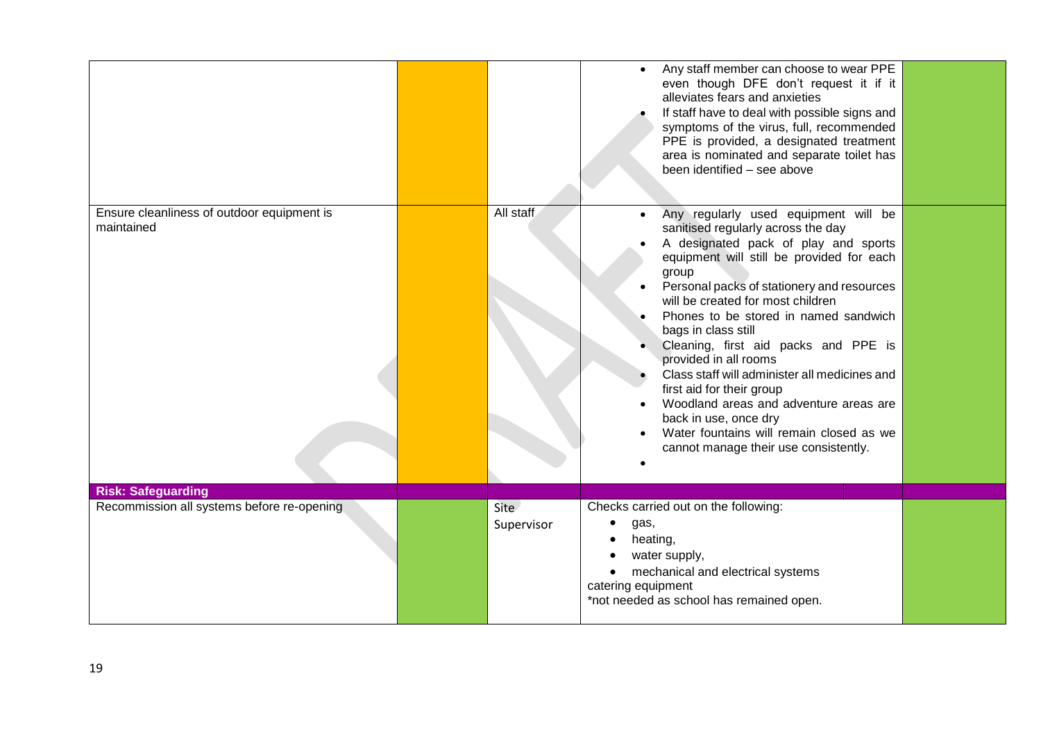| | | | | |
|---|---|---|---|---|
| | | | • Any staff member can choose to wear PPE even though DFE don't request it if it alleviates fears and anxieties<br>• If staff have to deal with possible signs and symptoms of the virus, full, recommended PPE is provided, a designated treatment area is nominated and separate toilet has been identified – see above | |
| Ensure cleanliness of outdoor equipment is maintained | | All staff | • Any regularly used equipment will be sanitised regularly across the day<br>• A designated pack of play and sports equipment will still be provided for each group<br>• Personal packs of stationery and resources will be created for most children<br>• Phones to be stored in named sandwich bags in class still<br>• Cleaning, first aid packs and PPE is provided in all rooms<br>• Class staff will administer all medicines and first aid for their group<br>• Woodland areas and adventure areas are back in use, once dry<br>• Water fountains will remain closed as we cannot manage their use consistently.<br>• | |
| **Risk: Safeguarding** | | | | |
| Recommission all systems before re-opening | | Site Supervisor | Checks carried out on the following:<br>• gas,<br>• heating,<br>• water supply,<br>• mechanical and electrical systems<br>catering equipment<br>*not needed as school has remained open. | |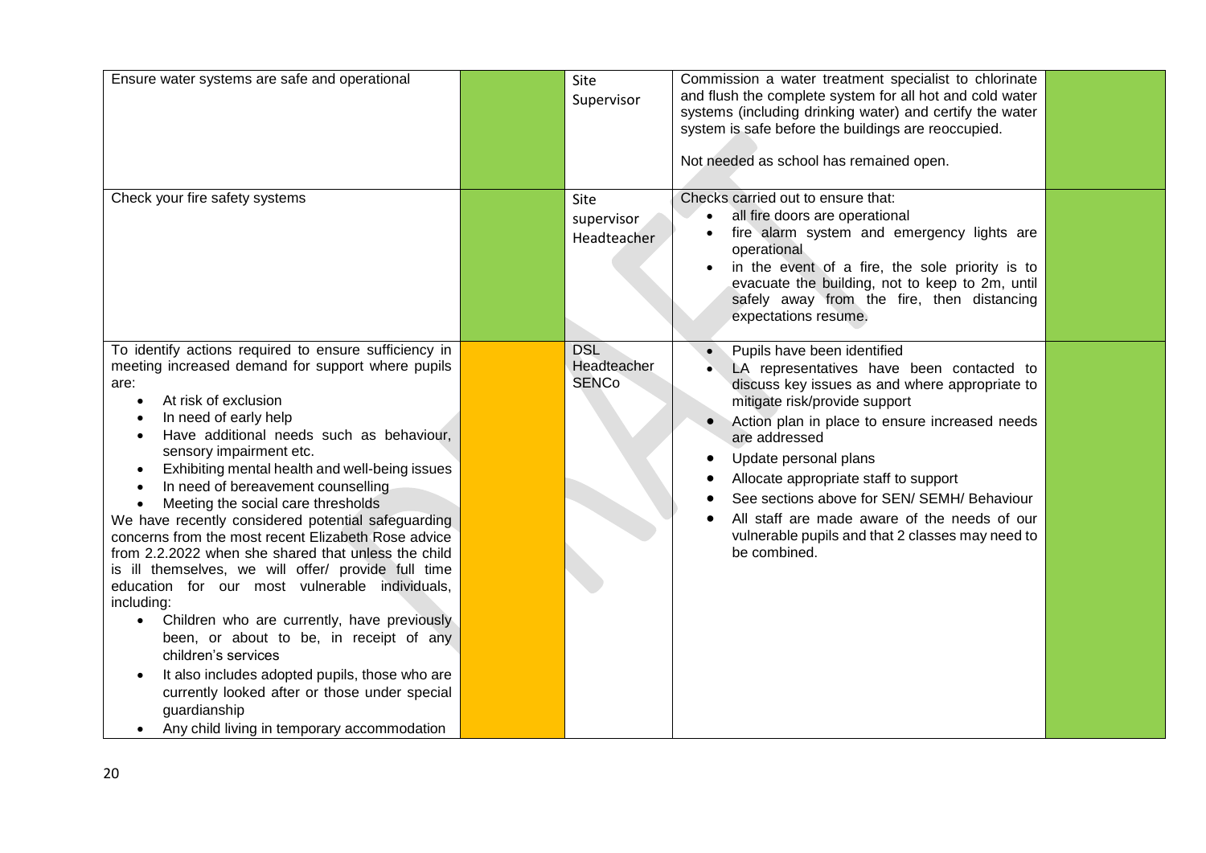| | | | | |
|---|---|---|---|---|
| Ensure water systems are safe and operational | | Site Supervisor | Commission a water treatment specialist to chlorinate and flush the complete system for all hot and cold water systems (including drinking water) and certify the water system is safe before the buildings are reoccupied.<br><br>Not needed as school has remained open. | |
| Check your fire safety systems | | Site supervisor Headteacher | Checks carried out to ensure that:<br>• all fire doors are operational<br>• fire alarm system and emergency lights are operational<br>• in the event of a fire, the sole priority is to evacuate the building, not to keep to 2m, until safely away from the fire, then distancing expectations resume. | |
| To identify actions required to ensure sufficiency in meeting increased demand for support where pupils are:<br>• At risk of exclusion<br>• In need of early help<br>• Have additional needs such as behaviour, sensory impairment etc.<br>• Exhibiting mental health and well-being issues<br>• In need of bereavement counselling<br>• Meeting the social care thresholds<br>We have recently considered potential safeguarding concerns from the most recent Elizabeth Rose advice from 2.2.2022 when she shared that unless the child is ill themselves, we will offer/ provide full time education for our most vulnerable individuals, including:<br>• Children who are currently, have previously been, or about to be, in receipt of any children's services<br>• It also includes adopted pupils, those who are currently looked after or those under special guardianship<br>• Any child living in temporary accommodation | | DSL Headteacher SENCo | • Pupils have been identified<br>• LA representatives have been contacted to discuss key issues as and where appropriate to mitigate risk/provide support<br>• Action plan in place to ensure increased needs are addressed<br>• Update personal plans<br>• Allocate appropriate staff to support<br>• See sections above for SEN/ SEMH/ Behaviour<br>• All staff are made aware of the needs of our vulnerable pupils and that 2 classes may need to be combined. | |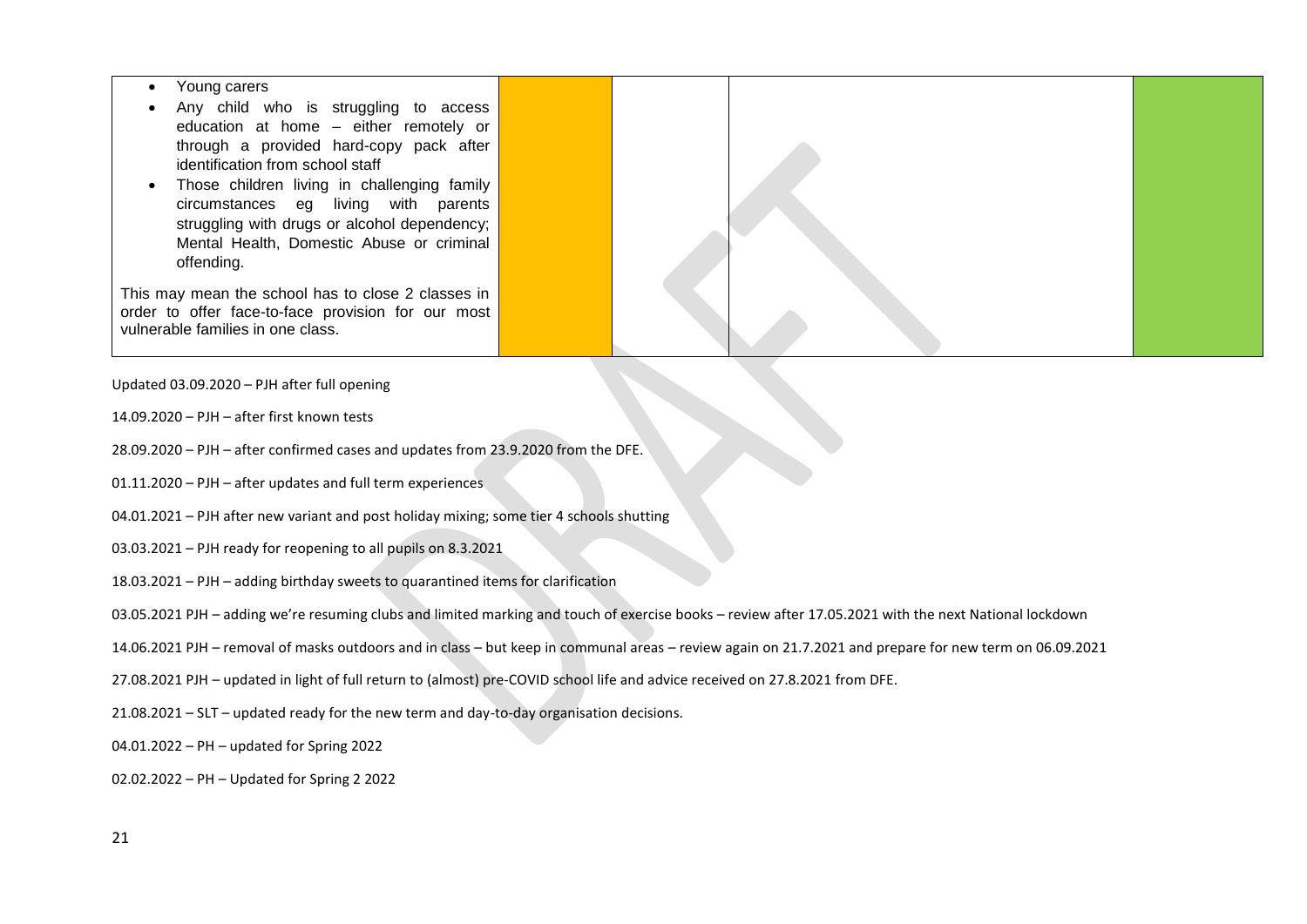| | | | | |
|---|---|---|---|---|
| <ul><li>Young carers</li><li>Any child who is struggling to access education at home – either remotely or through a provided hard-copy pack after identification from school staff</li><li>Those children living in challenging family circumstances eg living with parents struggling with drugs or alcohol dependency; Mental Health, Domestic Abuse or criminal offending.</li></ul>This may mean the school has to close 2 classes in order to offer face-to-face provision for our most vulnerable families in one class. | | | | |

Updated 03.09.2020 – PJH after full opening

14.09.2020 – PJH – after first known tests

28.09.2020 – PJH – after confirmed cases and updates from 23.9.2020 from the DFE.

01.11.2020 – PJH – after updates and full term experiences

04.01.2021 – PJH after new variant and post holiday mixing; some tier 4 schools shutting

03.03.2021 – PJH ready for reopening to all pupils on 8.3.2021

18.03.2021 – PJH – adding birthday sweets to quarantined items for clarification

03.05.2021 PJH – adding we're resuming clubs and limited marking and touch of exercise books – review after 17.05.2021 with the next National lockdown

14.06.2021 PJH – removal of masks outdoors and in class – but keep in communal areas – review again on 21.7.2021 and prepare for new term on 06.09.2021

27.08.2021 PJH – updated in light of full return to (almost) pre-COVID school life and advice received on 27.8.2021 from DFE.

21.08.2021 – SLT – updated ready for the new term and day-to-day organisation decisions.

04.01.2022 – PH – updated for Spring 2022

02.02.2022 – PH – Updated for Spring 2 2022